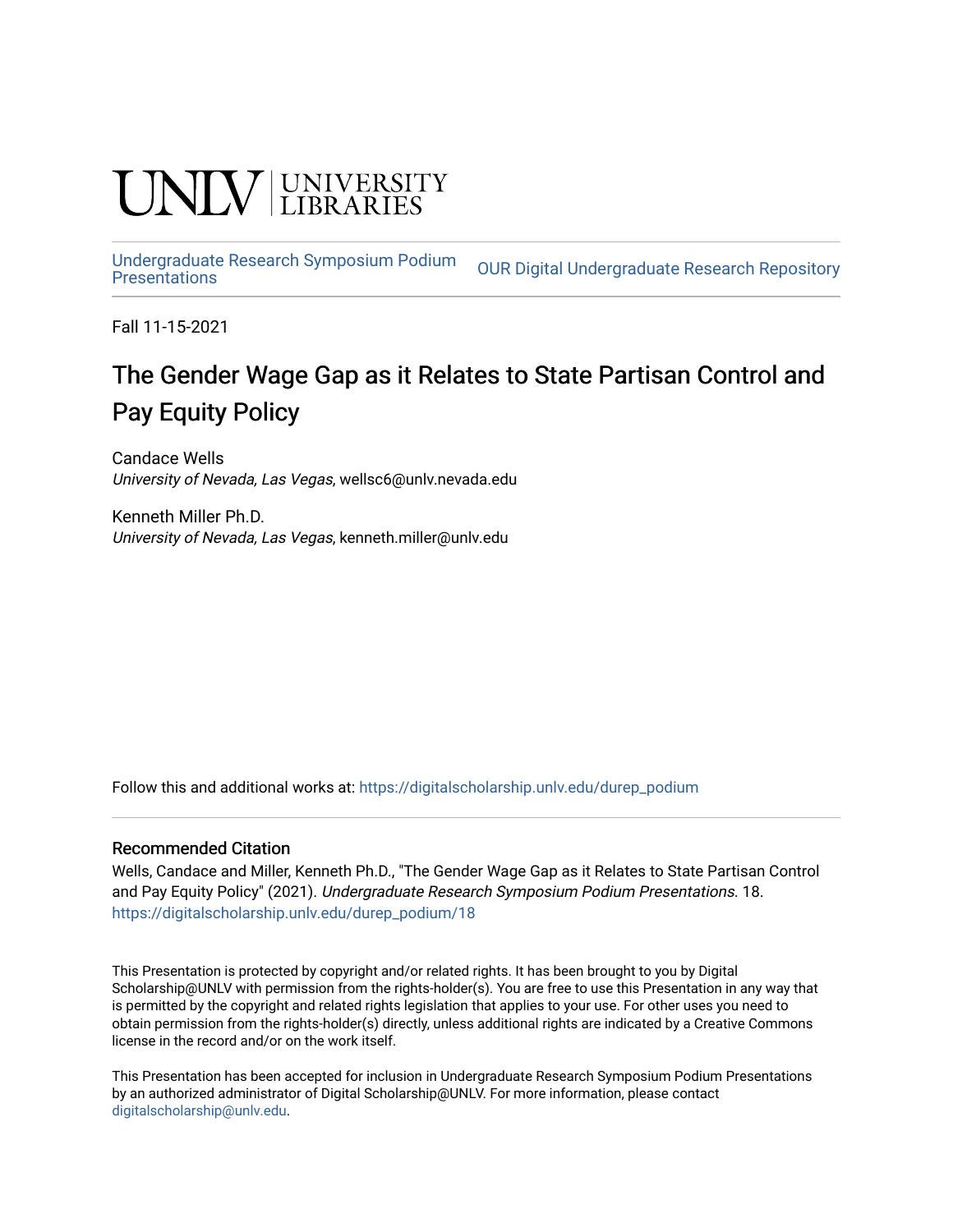UNLV | UNIVERSITY LIBRARIES

[Undergraduate Research Symposium Podium Presentations](https://digitalscholarship.unlv.edu/durep_podium) | OUR Digital Undergraduate Research Repository

Fall 11-15-2021

# The Gender Wage Gap as it Relates to State Partisan Control and Pay Equity Policy

Candace Wells
*University of Nevada, Las Vegas*, wellsc6@unlv.nevada.edu

Kenneth Miller Ph.D.
*University of Nevada, Las Vegas*, kenneth.miller@unlv.edu

Follow this and additional works at: https://digitalscholarship.unlv.edu/durep_podium

## Recommended Citation

Wells, Candace and Miller, Kenneth Ph.D., "The Gender Wage Gap as it Relates to State Partisan Control and Pay Equity Policy" (2021). *Undergraduate Research Symposium Podium Presentations.* 18.
https://digitalscholarship.unlv.edu/durep_podium/18

This Presentation is protected by copyright and/or related rights. It has been brought to you by Digital Scholarship@UNLV with permission from the rights-holder(s). You are free to use this Presentation in any way that is permitted by the copyright and related rights legislation that applies to your use. For other uses you need to obtain permission from the rights-holder(s) directly, unless additional rights are indicated by a Creative Commons license in the record and/or on the work itself.

This Presentation has been accepted for inclusion in Undergraduate Research Symposium Podium Presentations by an authorized administrator of Digital Scholarship@UNLV. For more information, please contact digitalscholarship@unlv.edu.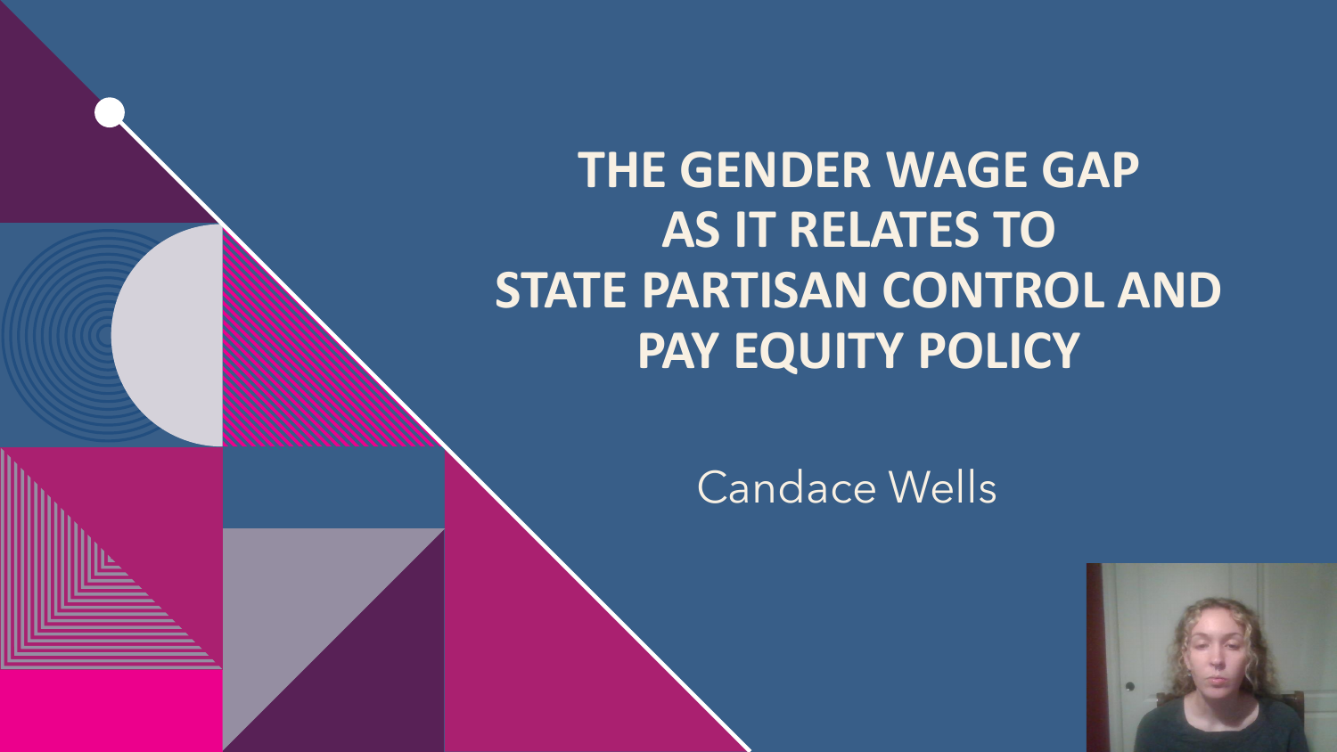# THE GENDER WAGE GAP AS IT RELATES TO STATE PARTISAN CONTROL AND PAY EQUITY POLICY

Candace Wells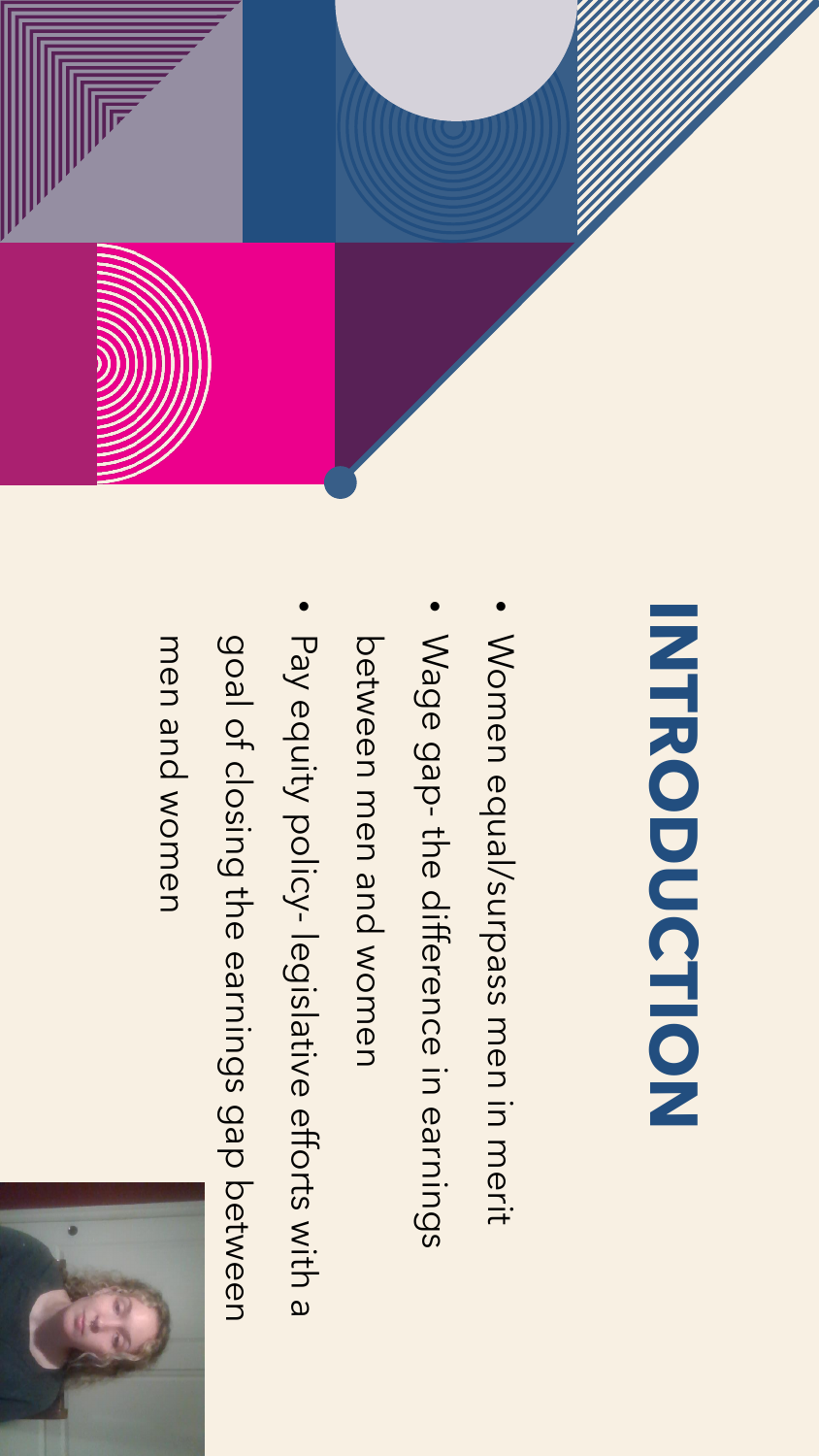# INTRODUCTION

- Women equal/surpass men in merit
- Wage gap- the difference in earnings between men and women
- Pay equity policy- legislative efforts with a goal of closing the earnings gap between men and women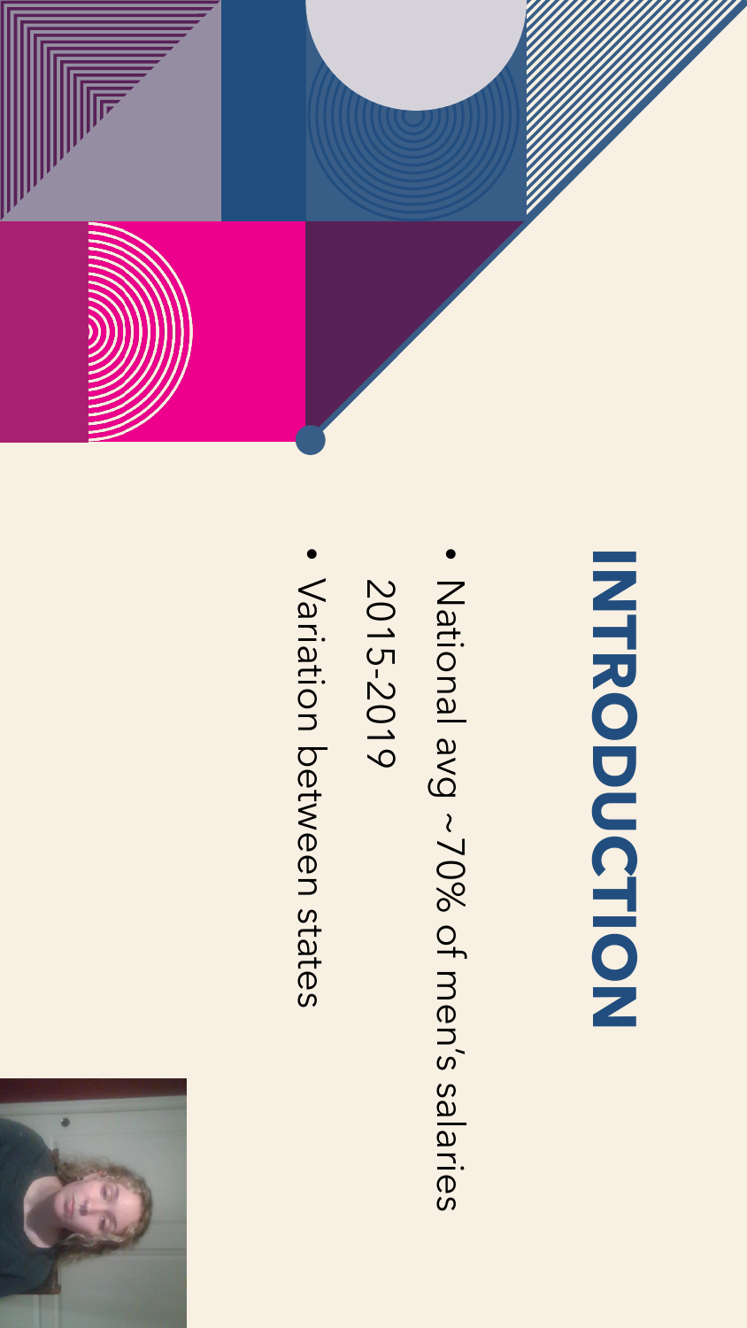# INTRODUCTION

- National avg ~70% of men's salaries 2015-2019
- Variation between states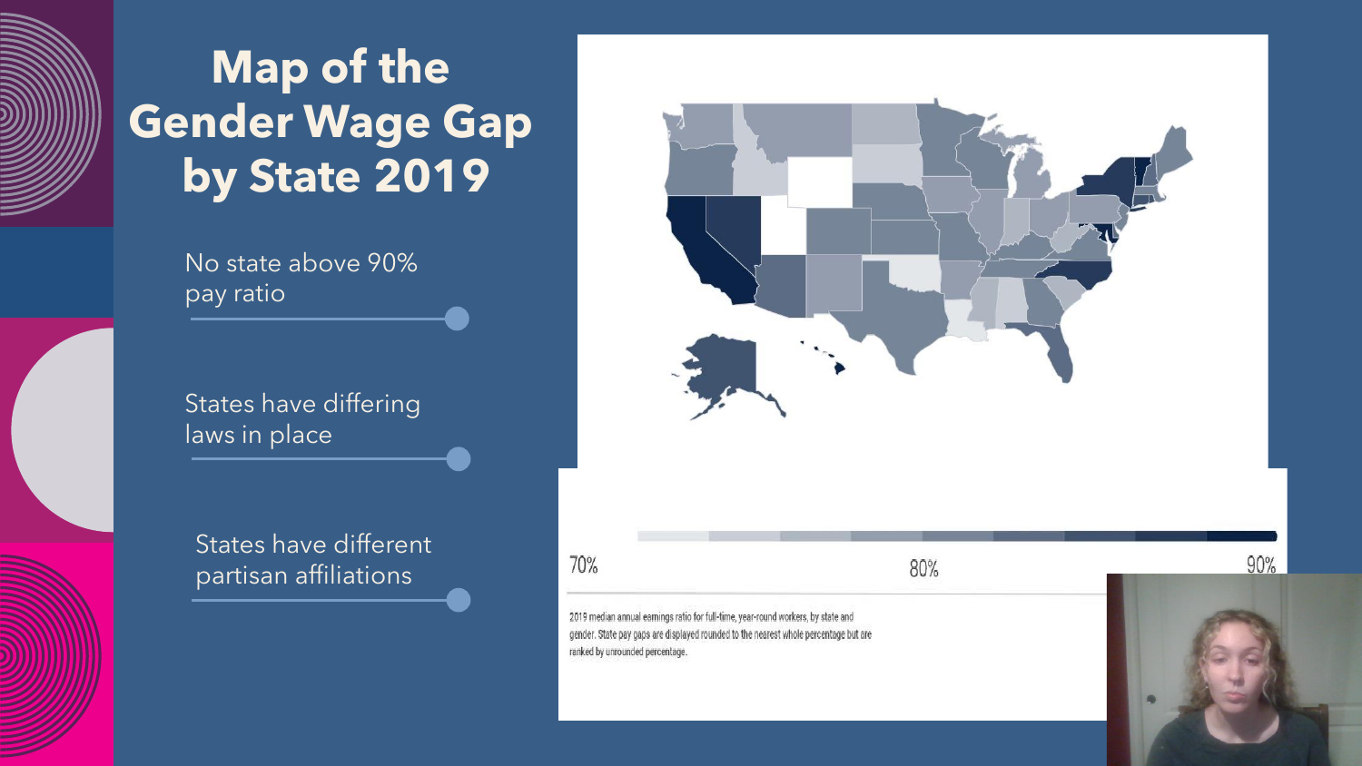# Map of the Gender Wage Gap by State 2019

- No state above 90% pay ratio
- States have differing laws in place
- States have different partisan affiliations

70% 80% 90%

2019 median annual earnings ratio for full-time, year-round workers, by state and gender. State pay gaps are displayed rounded to the nearest whole percentage but are ranked by unrounded percentage.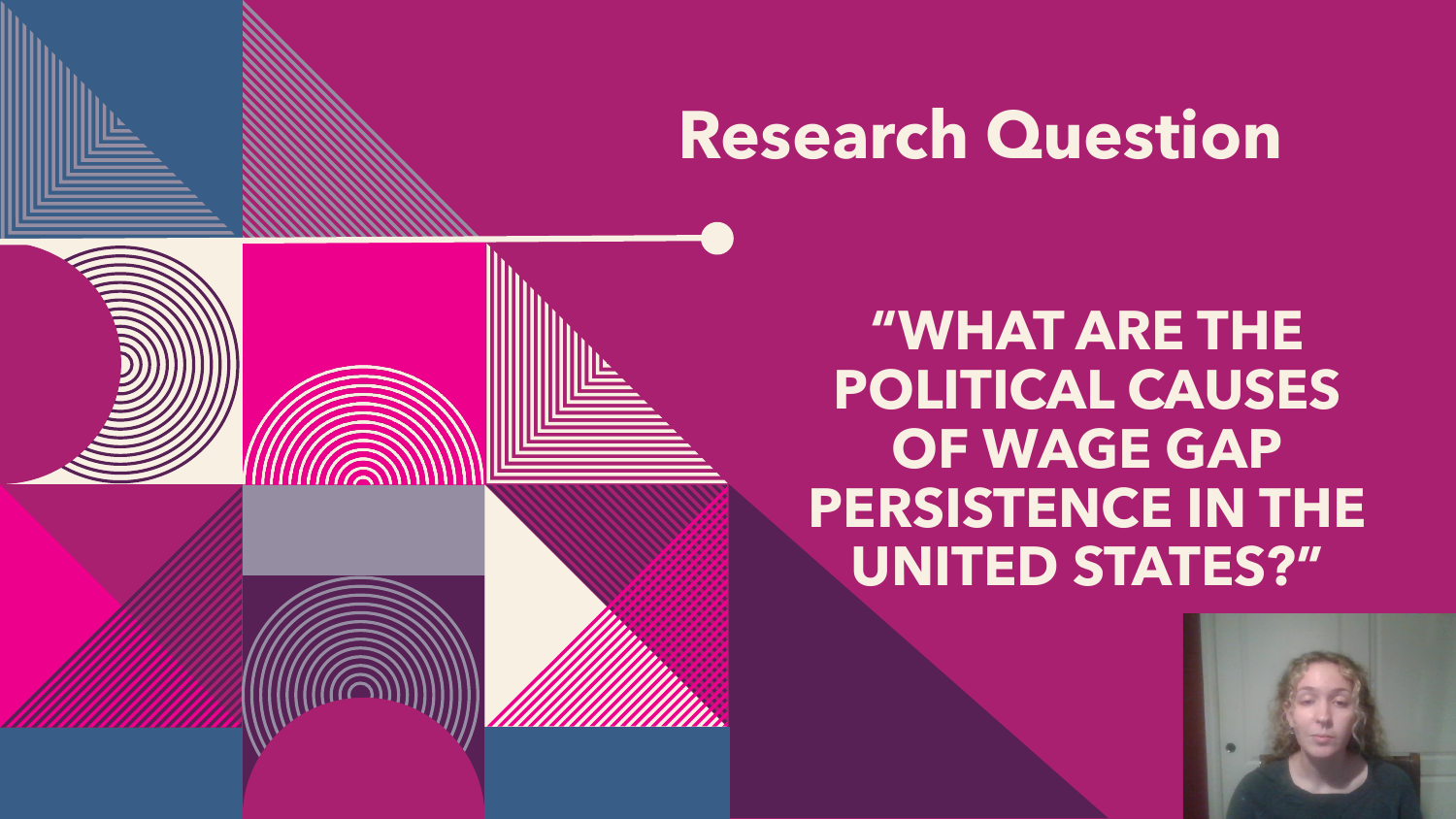# Research Question

**"WHAT ARE THE POLITICAL CAUSES OF WAGE GAP PERSISTENCE IN THE UNITED STATES?"**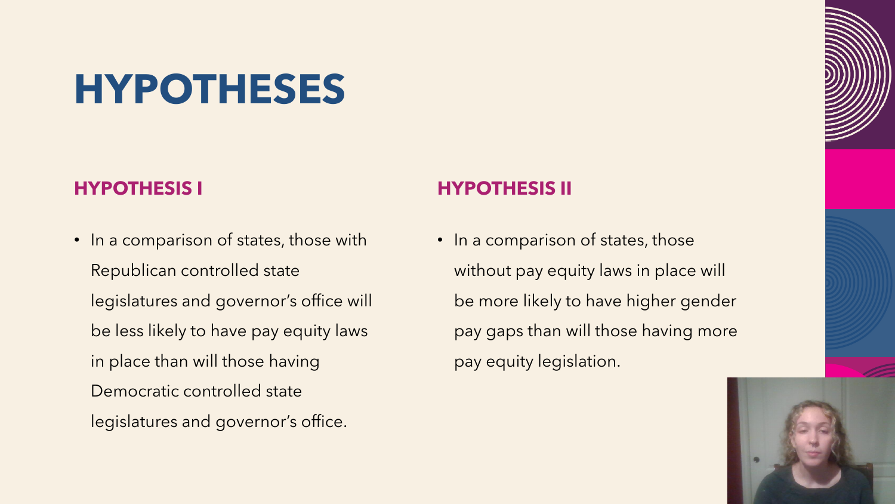# HYPOTHESES

## HYPOTHESIS I

- In a comparison of states, those with Republican controlled state legislatures and governor's office will be less likely to have pay equity laws in place than will those having Democratic controlled state legislatures and governor's office.

## HYPOTHESIS II

- In a comparison of states, those without pay equity laws in place will be more likely to have higher gender pay gaps than will those having more pay equity legislation.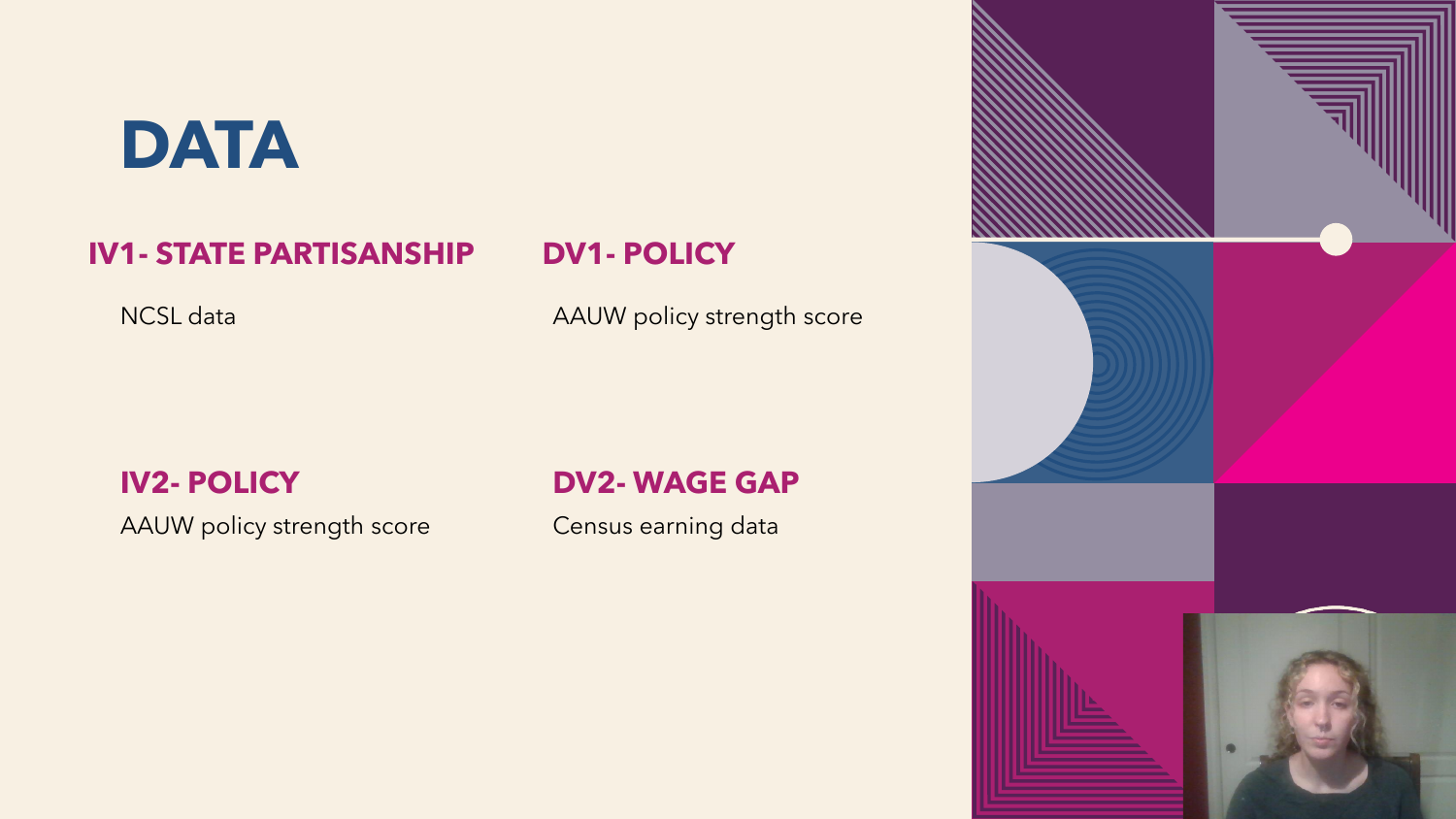# DATA

### IV1- STATE PARTISANSHIP

NCSL data

### DV1- POLICY

AAUW policy strength score

### IV2- POLICY

AAUW policy strength score

### DV2- WAGE GAP

Census earning data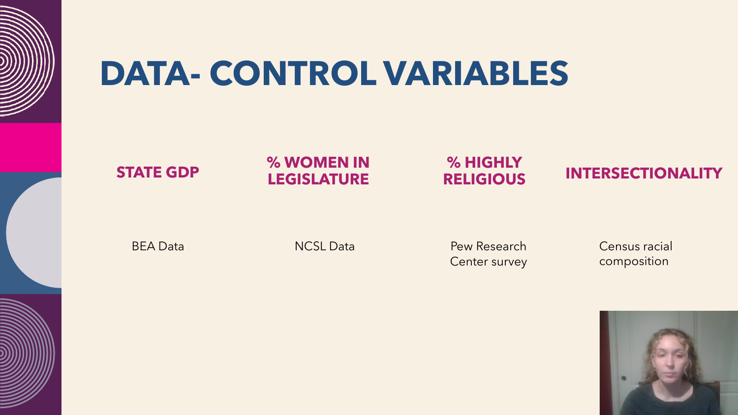# DATA- CONTROL VARIABLES

| STATE GDP | % WOMEN IN LEGISLATURE | % HIGHLY RELIGIOUS | INTERSECTIONALITY |
|---|---|---|---|
| BEA Data | NCSL Data | Pew Research Center survey | Census racial composition |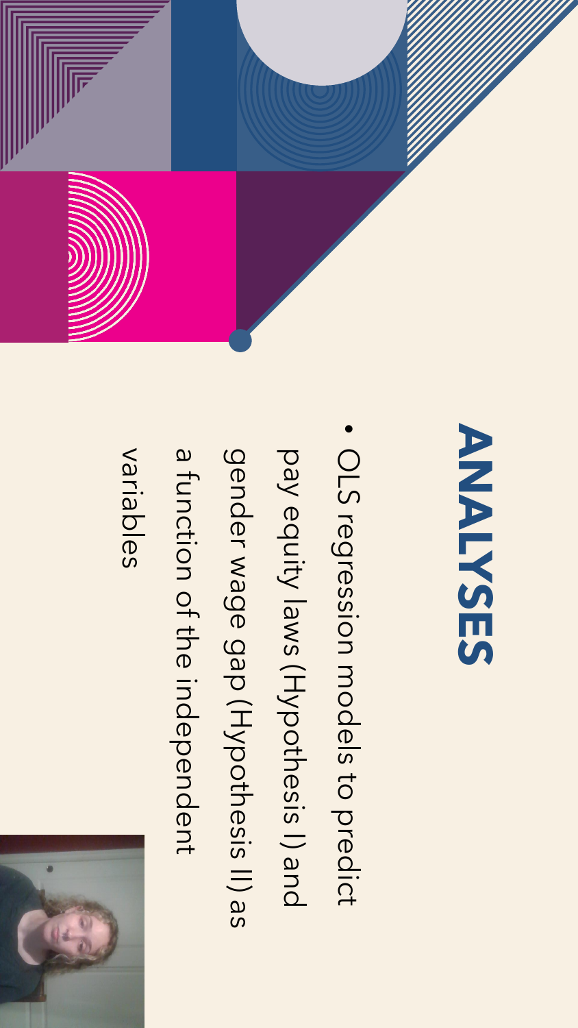# ANALYSES

- OLS regression models to predict pay equity laws (Hypothesis I) and gender wage gap (Hypothesis II) as a function of the independent variables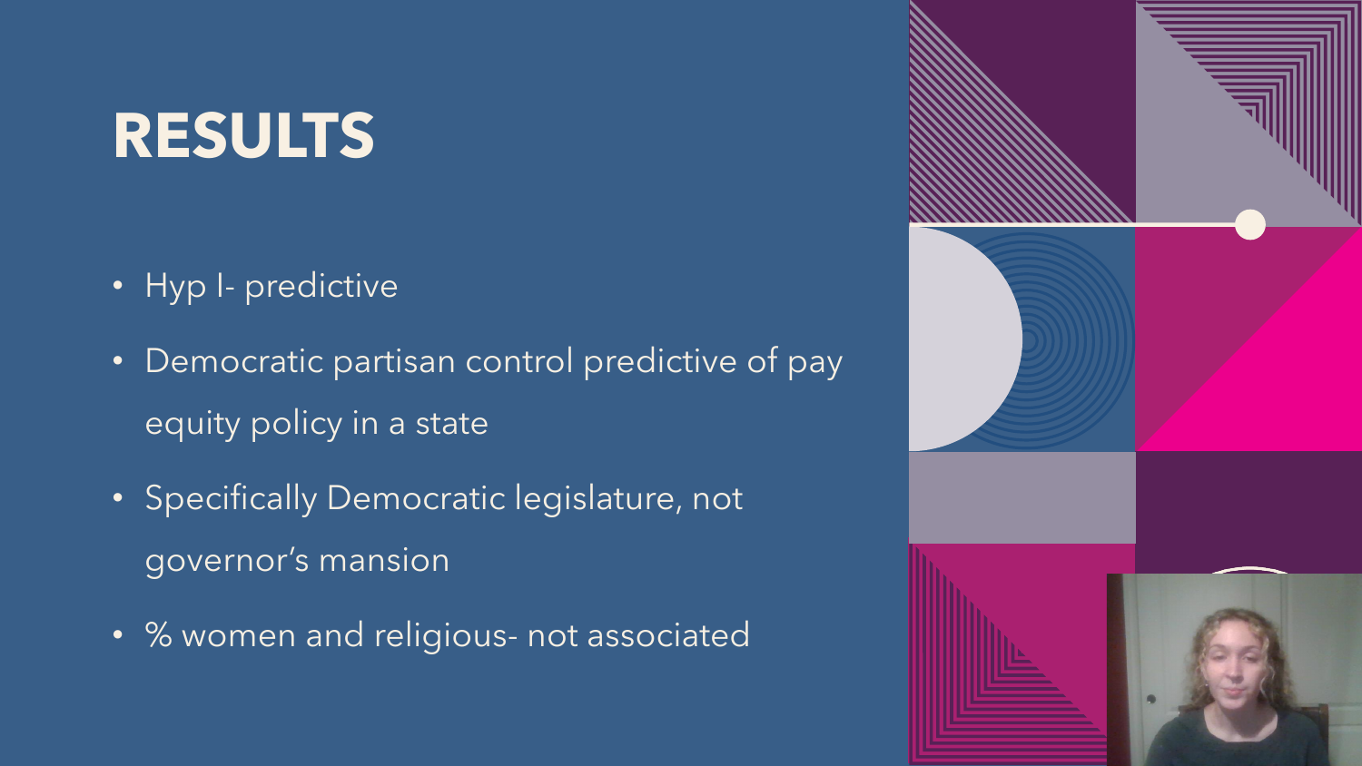# RESULTS

- Hyp I- predictive
- Democratic partisan control predictive of pay equity policy in a state
- Specifically Democratic legislature, not governor's mansion
- % women and religious- not associated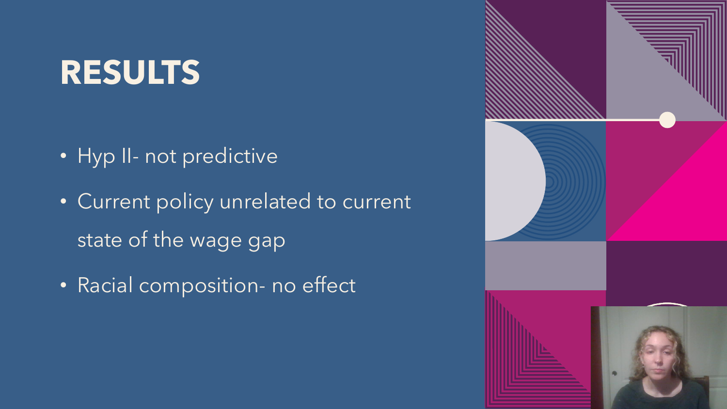# RESULTS

- Hyp II- not predictive
- Current policy unrelated to current state of the wage gap
- Racial composition- no effect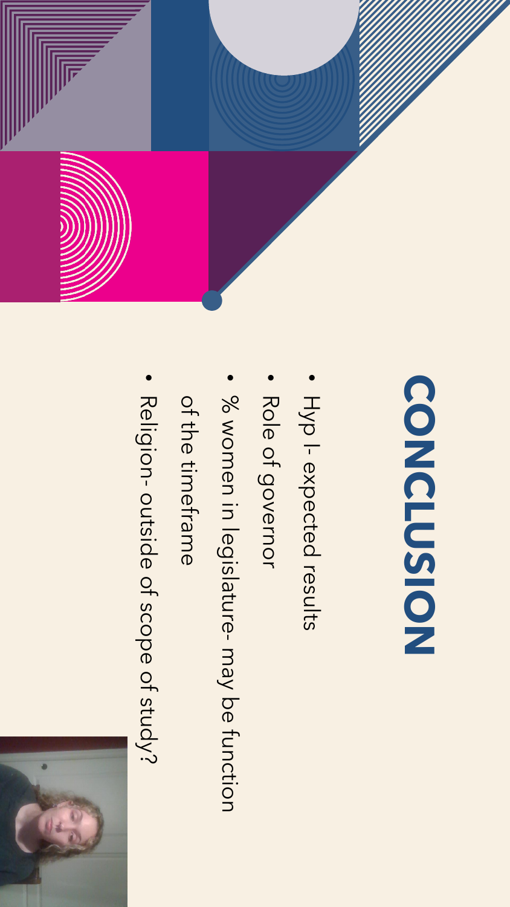# CONCLUSION

- Hyp I- expected results
- Role of governor
- % women in legislature- may be function of the timeframe
- Religion- outside of scope of study?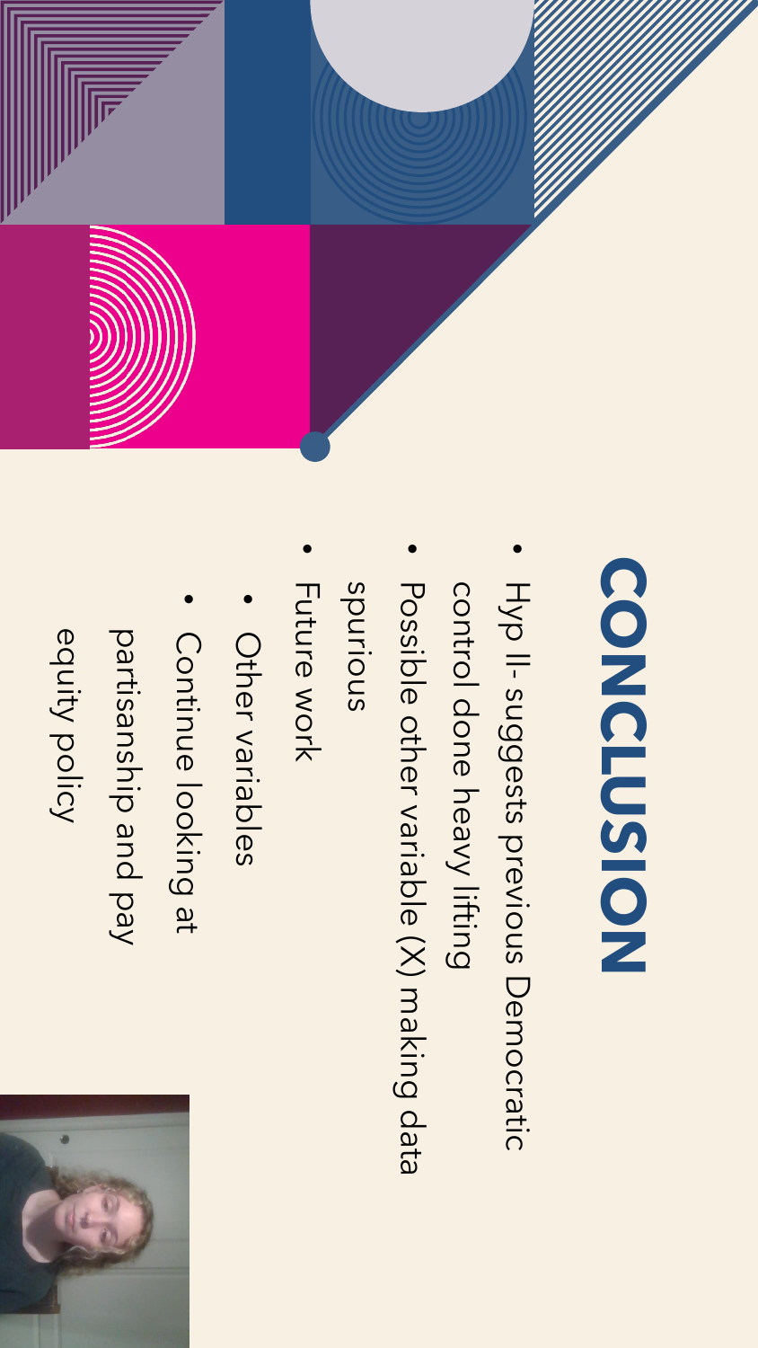# CONCLUSION

- Hyp II- suggests previous Democratic control done heavy lifting
- Possible other variable (X) making data spurious
- Future work
  - Other variables
  - Continue looking at partisanship and pay equity policy